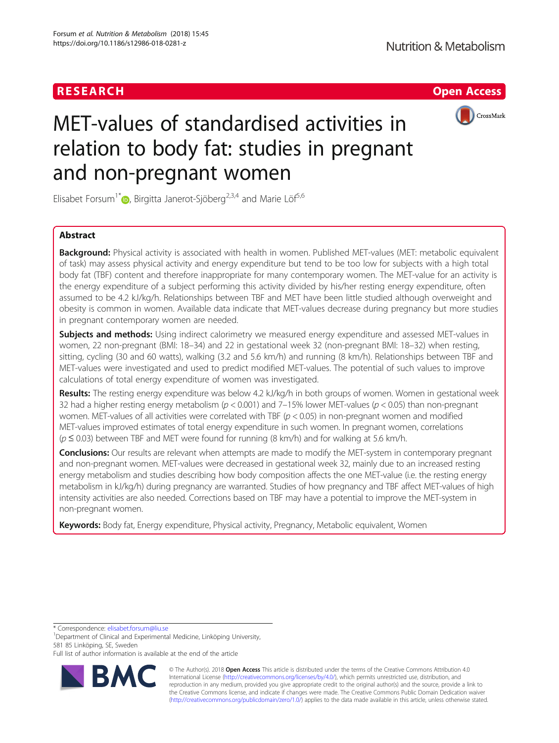RESEARCH

Open Access

# MET-values of standardised activities in relation to body fat: studies in pregnant and non-pregnant women

Elisabet Forsum[1*], Birgitta Janerot-Sjöberg[2,3,4] and Marie Löf[5,6]

## Abstract

**Background:** Physical activity is associated with health in women. Published MET-values (MET: metabolic equivalent of task) may assess physical activity and energy expenditure but tend to be too low for subjects with a high total body fat (TBF) content and therefore inappropriate for many contemporary women. The MET-value for an activity is the energy expenditure of a subject performing this activity divided by his/her resting energy expenditure, often assumed to be 4.2 kJ/kg/h. Relationships between TBF and MET have been little studied although overweight and obesity is common in women. Available data indicate that MET-values decrease during pregnancy but more studies in pregnant contemporary women are needed.

**Subjects and methods:** Using indirect calorimetry we measured energy expenditure and assessed MET-values in women, 22 non-pregnant (BMI: 18–34) and 22 in gestational week 32 (non-pregnant BMI: 18–32) when resting, sitting, cycling (30 and 60 watts), walking (3.2 and 5.6 km/h) and running (8 km/h). Relationships between TBF and MET-values were investigated and used to predict modified MET-values. The potential of such values to improve calculations of total energy expenditure of women was investigated.

**Results:** The resting energy expenditure was below 4.2 kJ/kg/h in both groups of women. Women in gestational week 32 had a higher resting energy metabolism ($p < 0.001$) and 7–15% lower MET-values ($p < 0.05$) than non-pregnant women. MET-values of all activities were correlated with TBF ($p < 0.05$) in non-pregnant women and modified MET-values improved estimates of total energy expenditure in such women. In pregnant women, correlations ($p \leq 0.03$) between TBF and MET were found for running (8 km/h) and for walking at 5.6 km/h.

**Conclusions:** Our results are relevant when attempts are made to modify the MET-system in contemporary pregnant and non-pregnant women. MET-values were decreased in gestational week 32, mainly due to an increased resting energy metabolism and studies describing how body composition affects the one MET-value (i.e. the resting energy metabolism in kJ/kg/h) during pregnancy are warranted. Studies of how pregnancy and TBF affect MET-values of high intensity activities are also needed. Corrections based on TBF may have a potential to improve the MET-system in non-pregnant women.

**Keywords:** Body fat, Energy expenditure, Physical activity, Pregnancy, Metabolic equivalent, Women

---

\* Correspondence: elisabet.forsum@liu.se

[1]Department of Clinical and Experimental Medicine, Linköping University, 581 85 Linköping, SE, Sweden

Full list of author information is available at the end of the article

© The Author(s). 2018 **Open Access** This article is distributed under the terms of the Creative Commons Attribution 4.0 International License (http://creativecommons.org/licenses/by/4.0/), which permits unrestricted use, distribution, and reproduction in any medium, provided you give appropriate credit to the original author(s) and the source, provide a link to the Creative Commons license, and indicate if changes were made. The Creative Commons Public Domain Dedication waiver (http://creativecommons.org/publicdomain/zero/1.0/) applies to the data made available in this article, unless otherwise stated.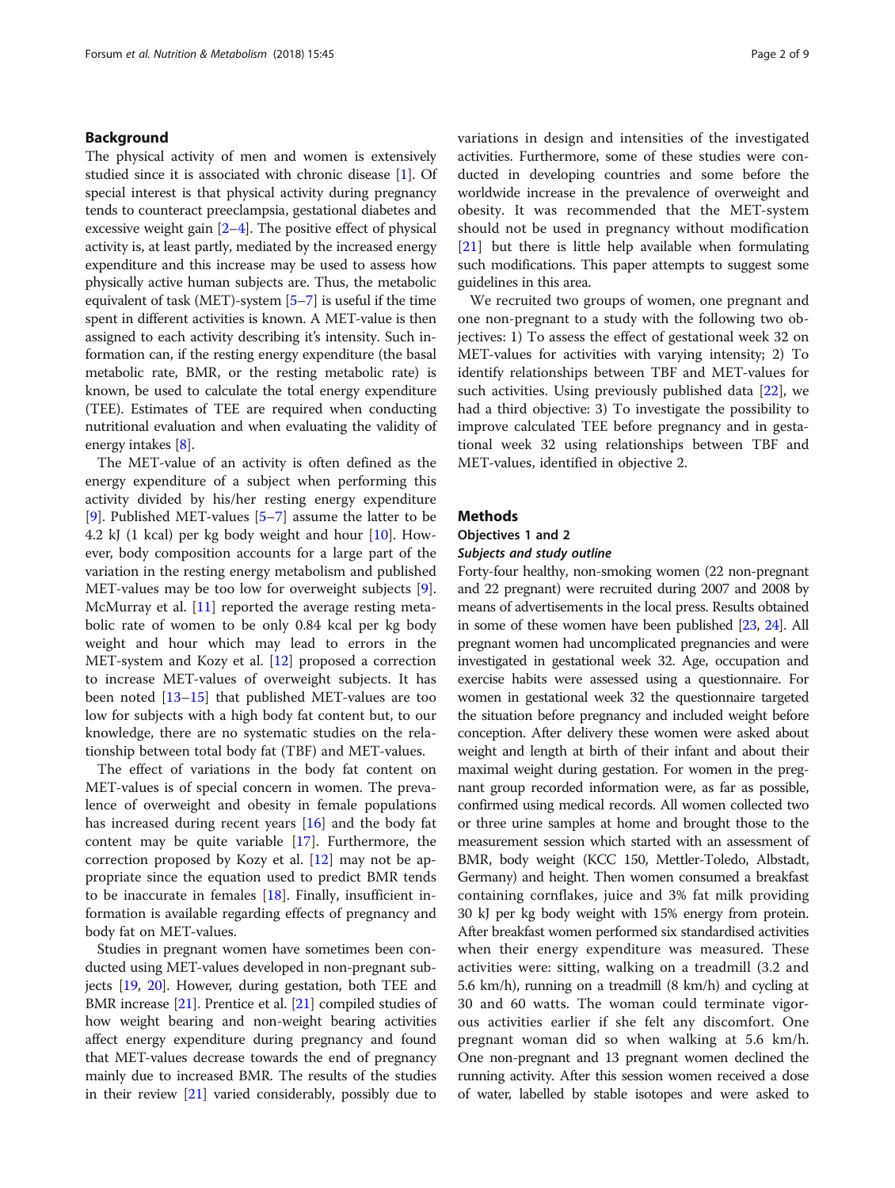## Background

The physical activity of men and women is extensively studied since it is associated with chronic disease [1]. Of special interest is that physical activity during pregnancy tends to counteract preeclampsia, gestational diabetes and excessive weight gain [2–4]. The positive effect of physical activity is, at least partly, mediated by the increased energy expenditure and this increase may be used to assess how physically active human subjects are. Thus, the metabolic equivalent of task (MET)-system [5–7] is useful if the time spent in different activities is known. A MET-value is then assigned to each activity describing it's intensity. Such information can, if the resting energy expenditure (the basal metabolic rate, BMR, or the resting metabolic rate) is known, be used to calculate the total energy expenditure (TEE). Estimates of TEE are required when conducting nutritional evaluation and when evaluating the validity of energy intakes [8].

The MET-value of an activity is often defined as the energy expenditure of a subject when performing this activity divided by his/her resting energy expenditure [9]. Published MET-values [5–7] assume the latter to be 4.2 kJ (1 kcal) per kg body weight and hour [10]. However, body composition accounts for a large part of the variation in the resting energy metabolism and published MET-values may be too low for overweight subjects [9]. McMurray et al. [11] reported the average resting metabolic rate of women to be only 0.84 kcal per kg body weight and hour which may lead to errors in the MET-system and Kozy et al. [12] proposed a correction to increase MET-values of overweight subjects. It has been noted [13–15] that published MET-values are too low for subjects with a high body fat content but, to our knowledge, there are no systematic studies on the relationship between total body fat (TBF) and MET-values.

The effect of variations in the body fat content on MET-values is of special concern in women. The prevalence of overweight and obesity in female populations has increased during recent years [16] and the body fat content may be quite variable [17]. Furthermore, the correction proposed by Kozy et al. [12] may not be appropriate since the equation used to predict BMR tends to be inaccurate in females [18]. Finally, insufficient information is available regarding effects of pregnancy and body fat on MET-values.

Studies in pregnant women have sometimes been conducted using MET-values developed in non-pregnant subjects [19, 20]. However, during gestation, both TEE and BMR increase [21]. Prentice et al. [21] compiled studies of how weight bearing and non-weight bearing activities affect energy expenditure during pregnancy and found that MET-values decrease towards the end of pregnancy mainly due to increased BMR. The results of the studies in their review [21] varied considerably, possibly due to variations in design and intensities of the investigated activities. Furthermore, some of these studies were conducted in developing countries and some before the worldwide increase in the prevalence of overweight and obesity. It was recommended that the MET-system should not be used in pregnancy without modification [21] but there is little help available when formulating such modifications. This paper attempts to suggest some guidelines in this area.

We recruited two groups of women, one pregnant and one non-pregnant to a study with the following two objectives: 1) To assess the effect of gestational week 32 on MET-values for activities with varying intensity; 2) To identify relationships between TBF and MET-values for such activities. Using previously published data [22], we had a third objective: 3) To investigate the possibility to improve calculated TEE before pregnancy and in gestational week 32 using relationships between TBF and MET-values, identified in objective 2.

## Methods

### Objectives 1 and 2

#### *Subjects and study outline*

Forty-four healthy, non-smoking women (22 non-pregnant and 22 pregnant) were recruited during 2007 and 2008 by means of advertisements in the local press. Results obtained in some of these women have been published [23, 24]. All pregnant women had uncomplicated pregnancies and were investigated in gestational week 32. Age, occupation and exercise habits were assessed using a questionnaire. For women in gestational week 32 the questionnaire targeted the situation before pregnancy and included weight before conception. After delivery these women were asked about weight and length at birth of their infant and about their maximal weight during gestation. For women in the pregnant group recorded information were, as far as possible, confirmed using medical records. All women collected two or three urine samples at home and brought those to the measurement session which started with an assessment of BMR, body weight (KCC 150, Mettler-Toledo, Albstadt, Germany) and height. Then women consumed a breakfast containing cornflakes, juice and 3% fat milk providing 30 kJ per kg body weight with 15% energy from protein. After breakfast women performed six standardised activities when their energy expenditure was measured. These activities were: sitting, walking on a treadmill (3.2 and 5.6 km/h), running on a treadmill (8 km/h) and cycling at 30 and 60 watts. The woman could terminate vigorous activities earlier if she felt any discomfort. One pregnant woman did so when walking at 5.6 km/h. One non-pregnant and 13 pregnant women declined the running activity. After this session women received a dose of water, labelled by stable isotopes and were asked to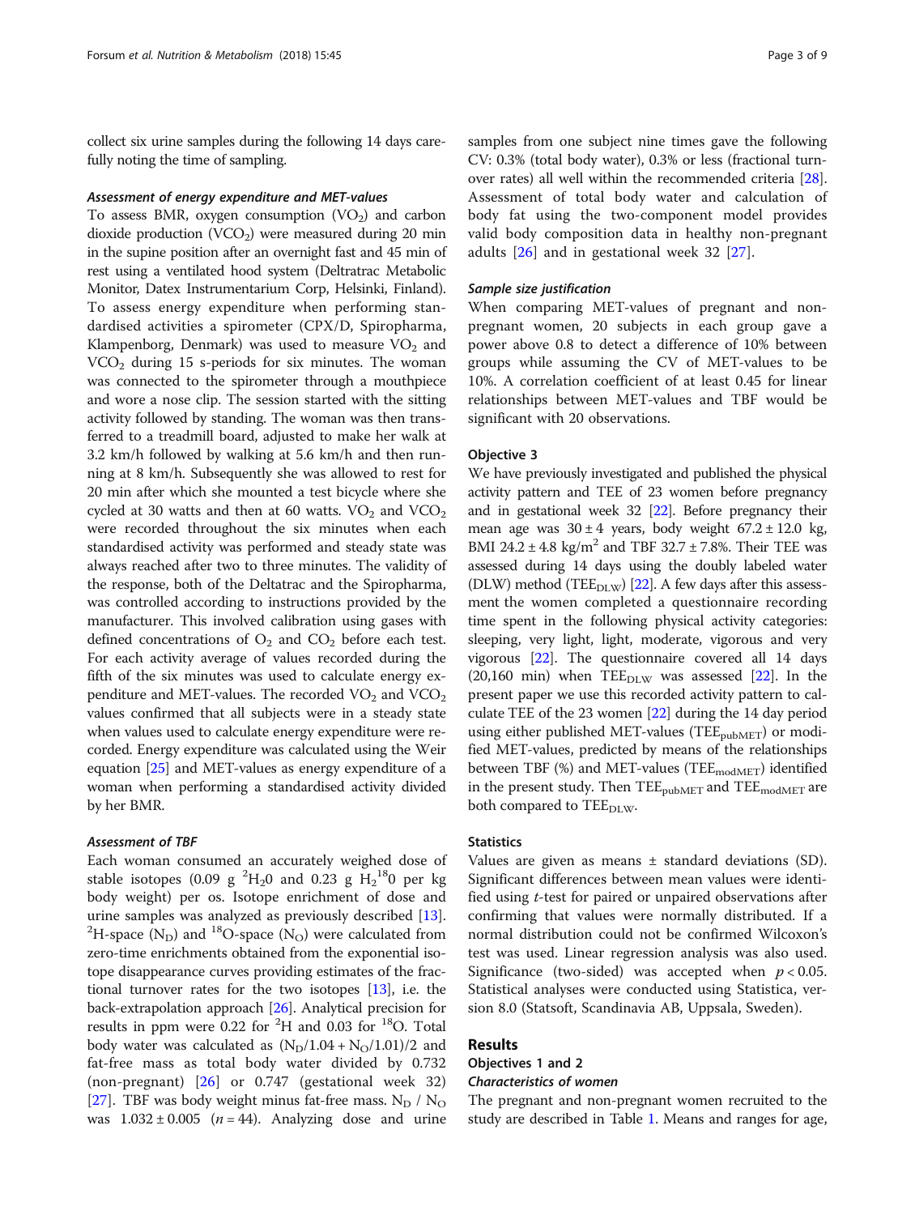collect six urine samples during the following 14 days carefully noting the time of sampling.

#### *Assessment of energy expenditure and MET-values*

To assess BMR, oxygen consumption ($VO_2$) and carbon dioxide production ($VCO_2$) were measured during 20 min in the supine position after an overnight fast and 45 min of rest using a ventilated hood system (Deltratrac Metabolic Monitor, Datex Instrumentarium Corp, Helsinki, Finland). To assess energy expenditure when performing standardised activities a spirometer (CPX/D, Spiropharma, Klampenborg, Denmark) was used to measure $VO_2$ and $VCO_2$ during 15 s-periods for six minutes. The woman was connected to the spirometer through a mouthpiece and wore a nose clip. The session started with the sitting activity followed by standing. The woman was then transferred to a treadmill board, adjusted to make her walk at 3.2 km/h followed by walking at 5.6 km/h and then running at 8 km/h. Subsequently she was allowed to rest for 20 min after which she mounted a test bicycle where she cycled at 30 watts and then at 60 watts. $VO_2$ and $VCO_2$ were recorded throughout the six minutes when each standardised activity was performed and steady state was always reached after two to three minutes. The validity of the response, both of the Deltatrac and the Spiropharma, was controlled according to instructions provided by the manufacturer. This involved calibration using gases with defined concentrations of $O_2$ and $CO_2$ before each test. For each activity average of values recorded during the fifth of the six minutes was used to calculate energy expenditure and MET-values. The recorded $VO_2$ and $VCO_2$ values confirmed that all subjects were in a steady state when values used to calculate energy expenditure were recorded. Energy expenditure was calculated using the Weir equation [25] and MET-values as energy expenditure of a woman when performing a standardised activity divided by her BMR.

#### *Assessment of TBF*

Each woman consumed an accurately weighed dose of stable isotopes (0.09 g $^2H_2O$ and 0.23 g $H_2{}^{18}O$ per kg body weight) per os. Isotope enrichment of dose and urine samples was analyzed as previously described [13]. $^2$H-space ($N_D$) and $^{18}$O-space ($N_O$) were calculated from zero-time enrichments obtained from the exponential isotope disappearance curves providing estimates of the fractional turnover rates for the two isotopes [13], i.e. the back-extrapolation approach [26]. Analytical precision for results in ppm were 0.22 for $^2$H and 0.03 for $^{18}$O. Total body water was calculated as $(N_D/1.04 + N_O/1.01)/2$ and fat-free mass as total body water divided by 0.732 (non-pregnant) [26] or 0.747 (gestational week 32) [27]. TBF was body weight minus fat-free mass. $N_D$ / $N_O$ was $1.032 \pm 0.005$ ($n = 44$). Analyzing dose and urine samples from one subject nine times gave the following CV: 0.3% (total body water), 0.3% or less (fractional turnover rates) all well within the recommended criteria [28]. Assessment of total body water and calculation of body fat using the two-component model provides valid body composition data in healthy non-pregnant adults [26] and in gestational week 32 [27].

#### *Sample size justification*

When comparing MET-values of pregnant and non-pregnant women, 20 subjects in each group gave a power above 0.8 to detect a difference of 10% between groups while assuming the CV of MET-values to be 10%. A correlation coefficient of at least 0.45 for linear relationships between MET-values and TBF would be significant with 20 observations.

### Objective 3

We have previously investigated and published the physical activity pattern and TEE of 23 women before pregnancy and in gestational week 32 [22]. Before pregnancy their mean age was $30 \pm 4$ years, body weight $67.2 \pm 12.0$ kg, BMI $24.2 \pm 4.8$ kg/m$^2$ and TBF $32.7 \pm 7.8$%. Their TEE was assessed during 14 days using the doubly labeled water (DLW) method ($TEE_{DLW}$) [22]. A few days after this assessment the women completed a questionnaire recording time spent in the following physical activity categories: sleeping, very light, light, moderate, vigorous and very vigorous [22]. The questionnaire covered all 14 days (20,160 min) when $TEE_{DLW}$ was assessed [22]. In the present paper we use this recorded activity pattern to calculate TEE of the 23 women [22] during the 14 day period using either published MET-values ($TEE_{pubMET}$) or modified MET-values, predicted by means of the relationships between TBF (%) and MET-values ($TEE_{modMET}$) identified in the present study. Then $TEE_{pubMET}$ and $TEE_{modMET}$ are both compared to $TEE_{DLW}$.

### Statistics

Values are given as means ± standard deviations (SD). Significant differences between mean values were identified using *t*-test for paired or unpaired observations after confirming that values were normally distributed. If a normal distribution could not be confirmed Wilcoxon's test was used. Linear regression analysis was also used. Significance (two-sided) was accepted when $p < 0.05$. Statistical analyses were conducted using Statistica, version 8.0 (Statsoft, Scandinavia AB, Uppsala, Sweden).

## Results

### Objectives 1 and 2

#### *Characteristics of women*

The pregnant and non-pregnant women recruited to the study are described in Table 1. Means and ranges for age,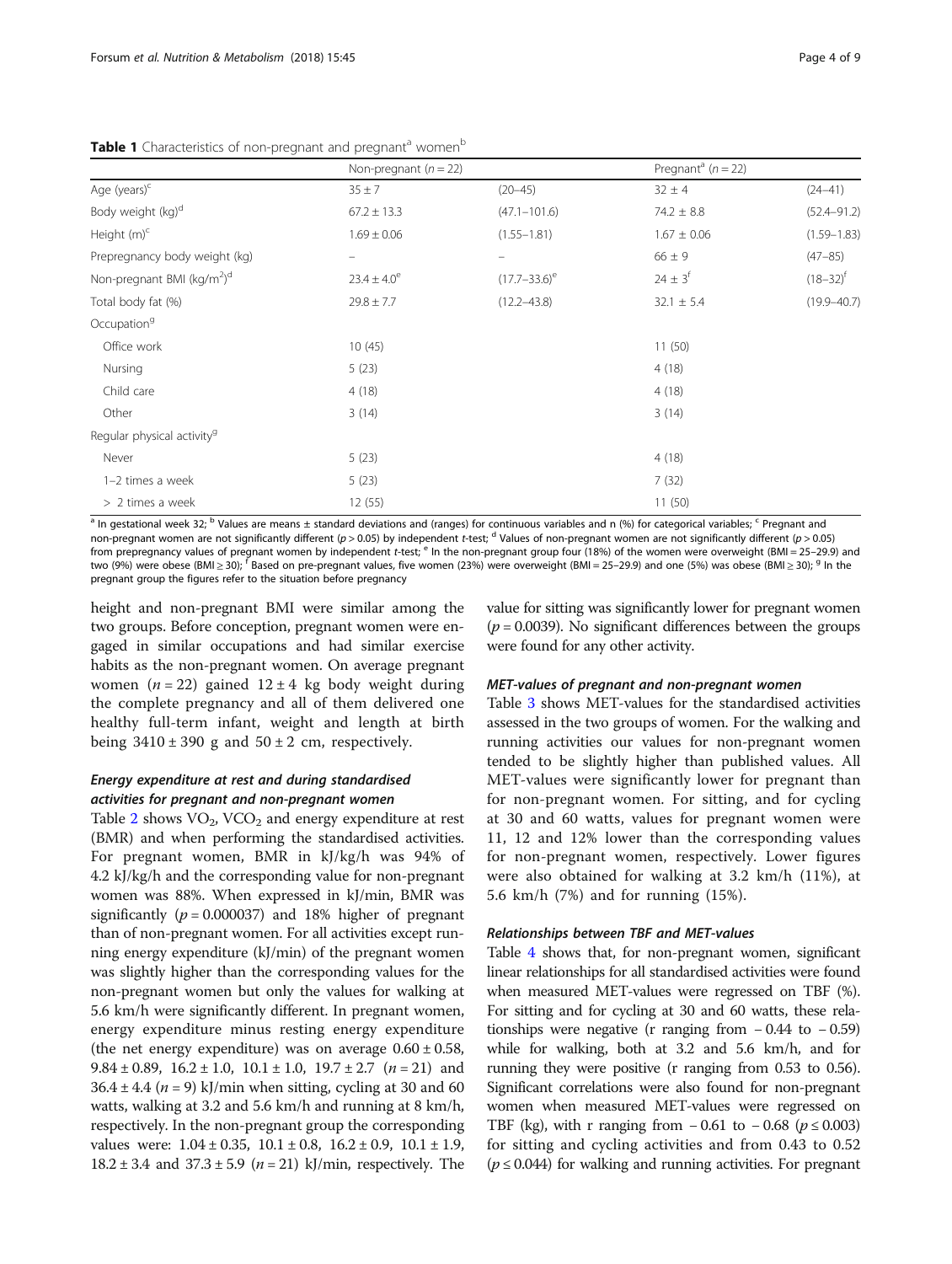**Table 1** Characteristics of non-pregnant and pregnant[a] women[b]

| | Non-pregnant ($n = 22$) | | Pregnant[a] ($n = 22$) | |
|---|---|---|---|---|
| Age (years)[c] | 35 ± 7 | (20–45) | 32 ± 4 | (24–41) |
| Body weight (kg)[d] | 67.2 ± 13.3 | (47.1–101.6) | 74.2 ± 8.8 | (52.4–91.2) |
| Height (m)[c] | 1.69 ± 0.06 | (1.55–1.81) | 1.67 ± 0.06 | (1.59–1.83) |
| Prepregnancy body weight (kg) | – | – | 66 ± 9 | (47–85) |
| Non-pregnant BMI (kg/m$^2$)[d] | 23.4 ± 4.0[e] | (17.7–33.6)[e] | 24 ± 3[f] | (18–32)[f] |
| Total body fat (%) | 29.8 ± 7.7 | (12.2–43.8) | 32.1 ± 5.4 | (19.9–40.7) |
| Occupation[g] | | | | |
| Office work | 10 (45) | | 11 (50) | |
| Nursing | 5 (23) | | 4 (18) | |
| Child care | 4 (18) | | 4 (18) | |
| Other | 3 (14) | | 3 (14) | |
| Regular physical activity[g] | | | | |
| Never | 5 (23) | | 4 (18) | |
| 1–2 times a week | 5 (23) | | 7 (32) | |
| > 2 times a week | 12 (55) | | 11 (50) | |

[a] In gestational week 32; [b] Values are means ± standard deviations and (ranges) for continuous variables and n (%) for categorical variables; [c] Pregnant and non-pregnant women are not significantly different ($p > 0.05$) by independent *t*-test; [d] Values of non-pregnant women are not significantly different ($p > 0.05$) from prepregnancy values of pregnant women by independent *t*-test; [e] In the non-pregnant group four (18%) of the women were overweight (BMI = 25–29.9) and two (9%) were obese (BMI ≥ 30); [f] Based on pre-pregnant values, five women (23%) were overweight (BMI = 25–29.9) and one (5%) was obese (BMI ≥ 30); [g] In the pregnant group the figures refer to the situation before pregnancy

height and non-pregnant BMI were similar among the two groups. Before conception, pregnant women were engaged in similar occupations and had similar exercise habits as the non-pregnant women. On average pregnant women ($n = 22$) gained 12 ± 4 kg body weight during the complete pregnancy and all of them delivered one healthy full-term infant, weight and length at birth being 3410 ± 390 g and 50 ± 2 cm, respectively.

### Energy expenditure at rest and during standardised activities for pregnant and non-pregnant women

Table 2 shows $VO_2$, $VCO_2$ and energy expenditure at rest (BMR) and when performing the standardised activities. For pregnant women, BMR in kJ/kg/h was 94% of 4.2 kJ/kg/h and the corresponding value for non-pregnant women was 88%. When expressed in kJ/min, BMR was significantly ($p = 0.000037$) and 18% higher of pregnant than of non-pregnant women. For all activities except running energy expenditure (kJ/min) of the pregnant women was slightly higher than the corresponding values for the non-pregnant women but only the values for walking at 5.6 km/h were significantly different. In pregnant women, energy expenditure minus resting energy expenditure (the net energy expenditure) was on average 0.60 ± 0.58, 9.84 ± 0.89, 16.2 ± 1.0, 10.1 ± 1.0, 19.7 ± 2.7 ($n = 21$) and 36.4 ± 4.4 ($n = 9$) kJ/min when sitting, cycling at 30 and 60 watts, walking at 3.2 and 5.6 km/h and running at 8 km/h, respectively. In the non-pregnant group the corresponding values were: 1.04 ± 0.35, 10.1 ± 0.8, 16.2 ± 0.9, 10.1 ± 1.9, 18.2 ± 3.4 and 37.3 ± 5.9 ($n = 21$) kJ/min, respectively. The value for sitting was significantly lower for pregnant women ($p = 0.0039$). No significant differences between the groups were found for any other activity.

### MET-values of pregnant and non-pregnant women

Table 3 shows MET-values for the standardised activities assessed in the two groups of women. For the walking and running activities our values for non-pregnant women tended to be slightly higher than published values. All MET-values were significantly lower for pregnant than for non-pregnant women. For sitting, and for cycling at 30 and 60 watts, values for pregnant women were 11, 12 and 12% lower than the corresponding values for non-pregnant women, respectively. Lower figures were also obtained for walking at 3.2 km/h (11%), at 5.6 km/h (7%) and for running (15%).

### Relationships between TBF and MET-values

Table 4 shows that, for non-pregnant women, significant linear relationships for all standardised activities were found when measured MET-values were regressed on TBF (%). For sitting and for cycling at 30 and 60 watts, these relationships were negative (r ranging from − 0.44 to − 0.59) while for walking, both at 3.2 and 5.6 km/h, and for running they were positive (r ranging from 0.53 to 0.56). Significant correlations were also found for non-pregnant women when measured MET-values were regressed on TBF (kg), with r ranging from − 0.61 to − 0.68 ($p \leq 0.003$) for sitting and cycling activities and from 0.43 to 0.52 ($p \leq 0.044$) for walking and running activities. For pregnant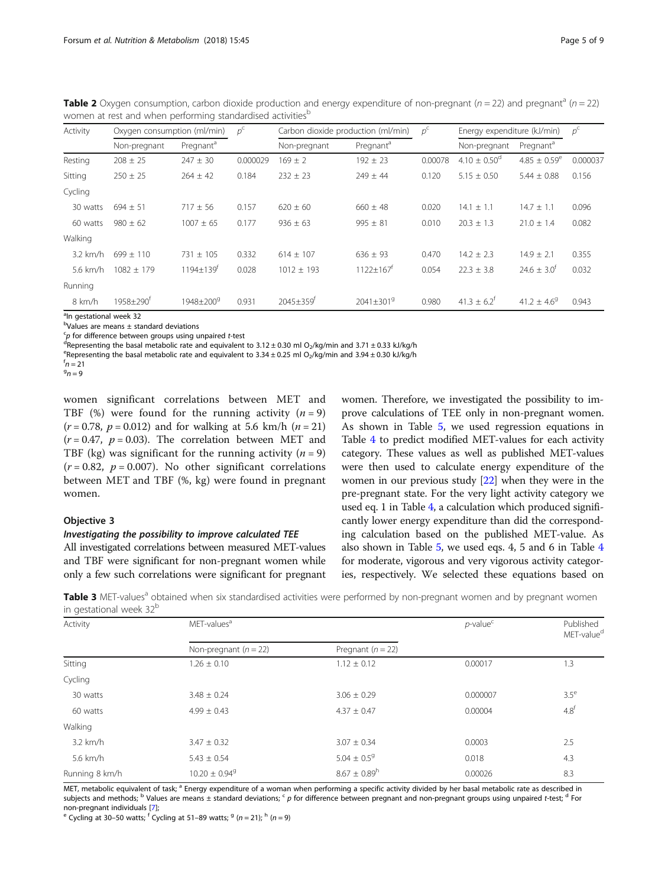**Table 2** Oxygen consumption, carbon dioxide production and energy expenditure of non-pregnant ($n = 22$) and pregnant[a] ($n = 22$) women at rest and when performing standardised activities[b]

| Activity | Oxygen consumption (ml/min) | | $p$[c] | Carbon dioxide production (ml/min) | | $p$[c] | Energy expenditure (kJ/min) | | $p$[c] |
|---|---|---|---|---|---|---|---|---|---|
| | Non-pregnant | Pregnant[a] | | Non-pregnant | Pregnant[a] | | Non-pregnant | Pregnant[a] | |
| Resting | 208 ± 25 | 247 ± 30 | 0.000029 | 169 ± 2 | 192 ± 23 | 0.00078 | 4.10 ± 0.50[d] | 4.85 ± 0.59[e] | 0.000037 |
| Sitting | 250 ± 25 | 264 ± 42 | 0.184 | 232 ± 23 | 249 ± 44 | 0.120 | 5.15 ± 0.50 | 5.44 ± 0.88 | 0.156 |
| Cycling | | | | | | | | | |
| 30 watts | 694 ± 51 | 717 ± 56 | 0.157 | 620 ± 60 | 660 ± 48 | 0.020 | 14.1 ± 1.1 | 14.7 ± 1.1 | 0.096 |
| 60 watts | 980 ± 62 | 1007 ± 65 | 0.177 | 936 ± 63 | 995 ± 81 | 0.010 | 20.3 ± 1.3 | 21.0 ± 1.4 | 0.082 |
| Walking | | | | | | | | | |
| 3.2 km/h | 699 ± 110 | 731 ± 105 | 0.332 | 614 ± 107 | 636 ± 93 | 0.470 | 14.2 ± 2.3 | 14.9 ± 2.1 | 0.355 |
| 5.6 km/h | 1082 ± 179 | 1194±139[f] | 0.028 | 1012 ± 193 | 1122±167[f] | 0.054 | 22.3 ± 3.8 | 24.6 ± 3.0[f] | 0.032 |
| Running | | | | | | | | | |
| 8 km/h | 1958±290[f] | 1948±200[g] | 0.931 | 2045±359[f] | 2041±301[g] | 0.980 | 41.3 ± 6.2[f] | 41.2 ± 4.6[g] | 0.943 |

[a]In gestational week 32
[b]Values are means ± standard deviations
[c]$p$ for difference between groups using unpaired $t$-test
[d]Representing the basal metabolic rate and equivalent to 3.12 ± 0.30 ml $O_2$/kg/min and 3.71 ± 0.33 kJ/kg/h
[e]Representing the basal metabolic rate and equivalent to 3.34 ± 0.25 ml $O_2$/kg/min and 3.94 ± 0.30 kJ/kg/h
[f]$n = 21$
[g]$n = 9$

women significant correlations between MET and TBF (%) were found for the running activity ($n = 9$) ($r = 0.78$, $p = 0.012$) and for walking at 5.6 km/h ($n = 21$) ($r = 0.47$, $p = 0.03$). The correlation between MET and TBF (kg) was significant for the running activity ($n = 9$) ($r = 0.82$, $p = 0.007$). No other significant correlations between MET and TBF (%, kg) were found in pregnant women.

### Objective 3

#### *Investigating the possibility to improve calculated TEE*

All investigated correlations between measured MET-values and TBF were significant for non-pregnant women while only a few such correlations were significant for pregnant women. Therefore, we investigated the possibility to improve calculations of TEE only in non-pregnant women. As shown in Table 5, we used regression equations in Table 4 to predict modified MET-values for each activity category. These values as well as published MET-values were then used to calculate energy expenditure of the women in our previous study [22] when they were in the pre-pregnant state. For the very light activity category we used eq. 1 in Table 4, a calculation which produced significantly lower energy expenditure than did the corresponding calculation based on the published MET-value. As also shown in Table 5, we used eqs. 4, 5 and 6 in Table 4 for moderate, vigorous and very vigorous activity categories, respectively. We selected these equations based on

**Table 3** MET-values[a] obtained when six standardised activities were performed by non-pregnant women and by pregnant women in gestational week 32[b]

| Activity | MET-values[a] | | $p$-value[c] | Published MET-value[d] |
|---|---|---|---|---|
| | Non-pregnant ($n = 22$) | Pregnant ($n = 22$) | | |
| Sitting | 1.26 ± 0.10 | 1.12 ± 0.12 | 0.00017 | 1.3 |
| Cycling | | | | |
| 30 watts | 3.48 ± 0.24 | 3.06 ± 0.29 | 0.000007 | 3.5[e] |
| 60 watts | 4.99 ± 0.43 | 4.37 ± 0.47 | 0.00004 | 4.8[f] |
| Walking | | | | |
| 3.2 km/h | 3.47 ± 0.32 | 3.07 ± 0.34 | 0.0003 | 2.5 |
| 5.6 km/h | 5.43 ± 0.54 | 5.04 ± 0.5[g] | 0.018 | 4.3 |
| Running 8 km/h | 10.20 ± 0.94[g] | 8.67 ± 0.89[h] | 0.00026 | 8.3 |

MET, metabolic equivalent of task; [a] Energy expenditure of a woman when performing a specific activity divided by her basal metabolic rate as described in subjects and methods; [b] Values are means ± standard deviations; [c] $p$ for difference between pregnant and non-pregnant groups using unpaired $t$-test; [d] For non-pregnant individuals [7];
[e] Cycling at 30–50 watts; [f] Cycling at 51–89 watts; [g] ($n = 21$); [h] ($n = 9$)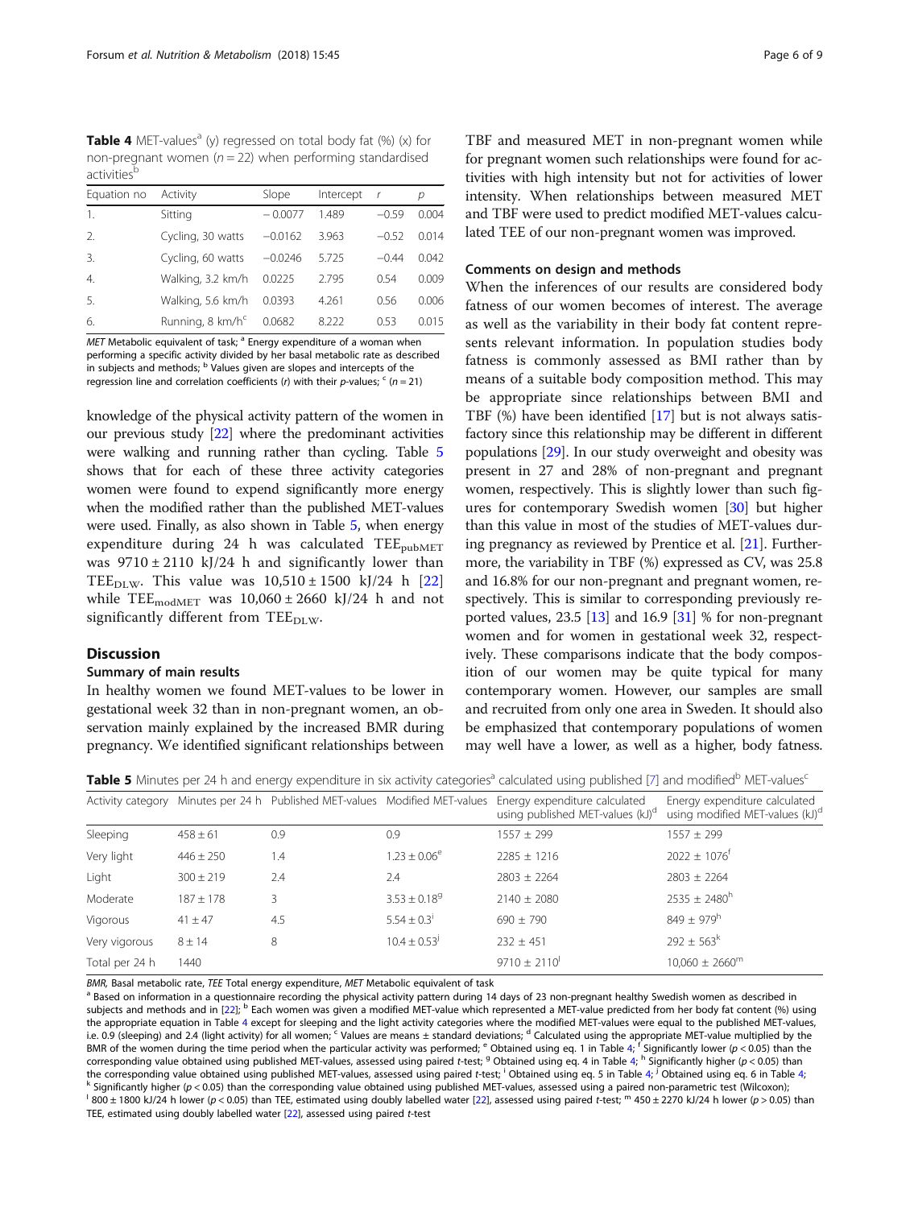**Table 4** MET-values[a] (y) regressed on total body fat (%) (x) for non-pregnant women ($n = 22$) when performing standardised activities[b]

| Equation no | Activity | Slope | Intercept | r | p |
|---|---|---|---|---|---|
| 1. | Sitting | − 0.0077 | 1.489 | −0.59 | 0.004 |
| 2. | Cycling, 30 watts | −0.0162 | 3.963 | −0.52 | 0.014 |
| 3. | Cycling, 60 watts | −0.0246 | 5.725 | −0.44 | 0.042 |
| 4. | Walking, 3.2 km/h | 0.0225 | 2.795 | 0.54 | 0.009 |
| 5. | Walking, 5.6 km/h | 0.0393 | 4.261 | 0.56 | 0.006 |
| 6. | Running, 8 km/h[c] | 0.0682 | 8.222 | 0.53 | 0.015 |

*MET* Metabolic equivalent of task; [a] Energy expenditure of a woman when performing a specific activity divided by her basal metabolic rate as described in subjects and methods; [b] Values given are slopes and intercepts of the regression line and correlation coefficients (*r*) with their *p*-values; [c] ($n = 21$)

knowledge of the physical activity pattern of the women in our previous study [22] where the predominant activities were walking and running rather than cycling. Table 5 shows that for each of these three activity categories women were found to expend significantly more energy when the modified rather than the published MET-values were used. Finally, as also shown in Table 5, when energy expenditure during 24 h was calculated $TEE_{pubMET}$ was $9710 \pm 2110$ kJ/24 h and significantly lower than $TEE_{DLW}$. This value was $10{,}510 \pm 1500$ kJ/24 h [22] while $TEE_{modMET}$ was $10{,}060 \pm 2660$ kJ/24 h and not significantly different from $TEE_{DLW}$.

## Discussion

### Summary of main results

In healthy women we found MET-values to be lower in gestational week 32 than in non-pregnant women, an observation mainly explained by the increased BMR during pregnancy. We identified significant relationships between TBF and measured MET in non-pregnant women while for pregnant women such relationships were found for activities with high intensity but not for activities of lower intensity. When relationships between measured MET and TBF were used to predict modified MET-values calculated TEE of our non-pregnant women was improved.

### Comments on design and methods

When the inferences of our results are considered body fatness of our women becomes of interest. The average as well as the variability in their body fat content represents relevant information. In population studies body fatness is commonly assessed as BMI rather than by means of a suitable body composition method. This may be appropriate since relationships between BMI and TBF (%) have been identified [17] but is not always satisfactory since this relationship may be different in different populations [29]. In our study overweight and obesity was present in 27 and 28% of non-pregnant and pregnant women, respectively. This is slightly lower than such figures for contemporary Swedish women [30] but higher than this value in most of the studies of MET-values during pregnancy as reviewed by Prentice et al. [21]. Furthermore, the variability in TBF (%) expressed as CV, was 25.8 and 16.8% for our non-pregnant and pregnant women, respectively. This is similar to corresponding previously reported values, 23.5 [13] and 16.9 [31] % for non-pregnant women and for women in gestational week 32, respectively. These comparisons indicate that the body composition of our women may be quite typical for many contemporary women. However, our samples are small and recruited from only one area in Sweden. It should also be emphasized that contemporary populations of women may well have a lower, as well as a higher, body fatness.

**Table 5** Minutes per 24 h and energy expenditure in six activity categories[a] calculated using published [7] and modified[b] MET-values[c]

| Activity category | Minutes per 24 h | Published MET-values | Modified MET-values | Energy expenditure calculated using published MET-values (kJ)[d] | Energy expenditure calculated using modified MET-values (kJ)[d] |
|---|---|---|---|---|---|
| Sleeping | 458 ± 61 | 0.9 | 0.9 | 1557 ± 299 | 1557 ± 299 |
| Very light | 446 ± 250 | 1.4 | 1.23 ± 0.06[e] | 2285 ± 1216 | 2022 ± 1076[f] |
| Light | 300 ± 219 | 2.4 | 2.4 | 2803 ± 2264 | 2803 ± 2264 |
| Moderate | 187 ± 178 | 3 | 3.53 ± 0.18[g] | 2140 ± 2080 | 2535 ± 2480[h] |
| Vigorous | 41 ± 47 | 4.5 | 5.54 ± 0.3[i] | 690 ± 790 | 849 ± 979[h] |
| Very vigorous | 8 ± 14 | 8 | 10.4 ± 0.53[j] | 232 ± 451 | 292 ± 563[k] |
| Total per 24 h | 1440 | | | 9710 ± 2110[l] | 10,060 ± 2660[m] |

*BMR*, Basal metabolic rate, *TEE* Total energy expenditure, *MET* Metabolic equivalent of task

[a] Based on information in a questionnaire recording the physical activity pattern during 14 days of 23 non-pregnant healthy Swedish women as described in subjects and methods and in [22]; [b] Each women was given a modified MET-value which represented a MET-value predicted from her body fat content (%) using the appropriate equation in Table 4 except for sleeping and the light activity categories where the modified MET-values were equal to the published MET-values, i.e. 0.9 (sleeping) and 2.4 (light activity) for all women; [c] Values are means ± standard deviations; [d] Calculated using the appropriate MET-value multiplied by the BMR of the women during the time period when the particular activity was performed; [e] Obtained using eq. 1 in Table 4; [f] Significantly lower ($p < 0.05$) than the corresponding value obtained using published MET-values, assessed using paired *t*-test; [g] Obtained using eq. 4 in Table 4; [h] Significantly higher ($p < 0.05$) than the corresponding value obtained using published MET-values, assessed using paired *t*-test; [i] Obtained using eq. 5 in Table 4; [j] Obtained using eq. 6 in Table 4; [k] Significantly higher ($p < 0.05$) than the corresponding value obtained using published MET-values, assessed using a paired non-parametric test (Wilcoxon); [l] 800 ± 1800 kJ/24 h lower ($p < 0.05$) than TEE, estimated using doubly labelled water [22], assessed using paired *t*-test; [m] 450 ± 2270 kJ/24 h lower ($p > 0.05$) than TEE, estimated using doubly labelled water [22], assessed using paired *t*-test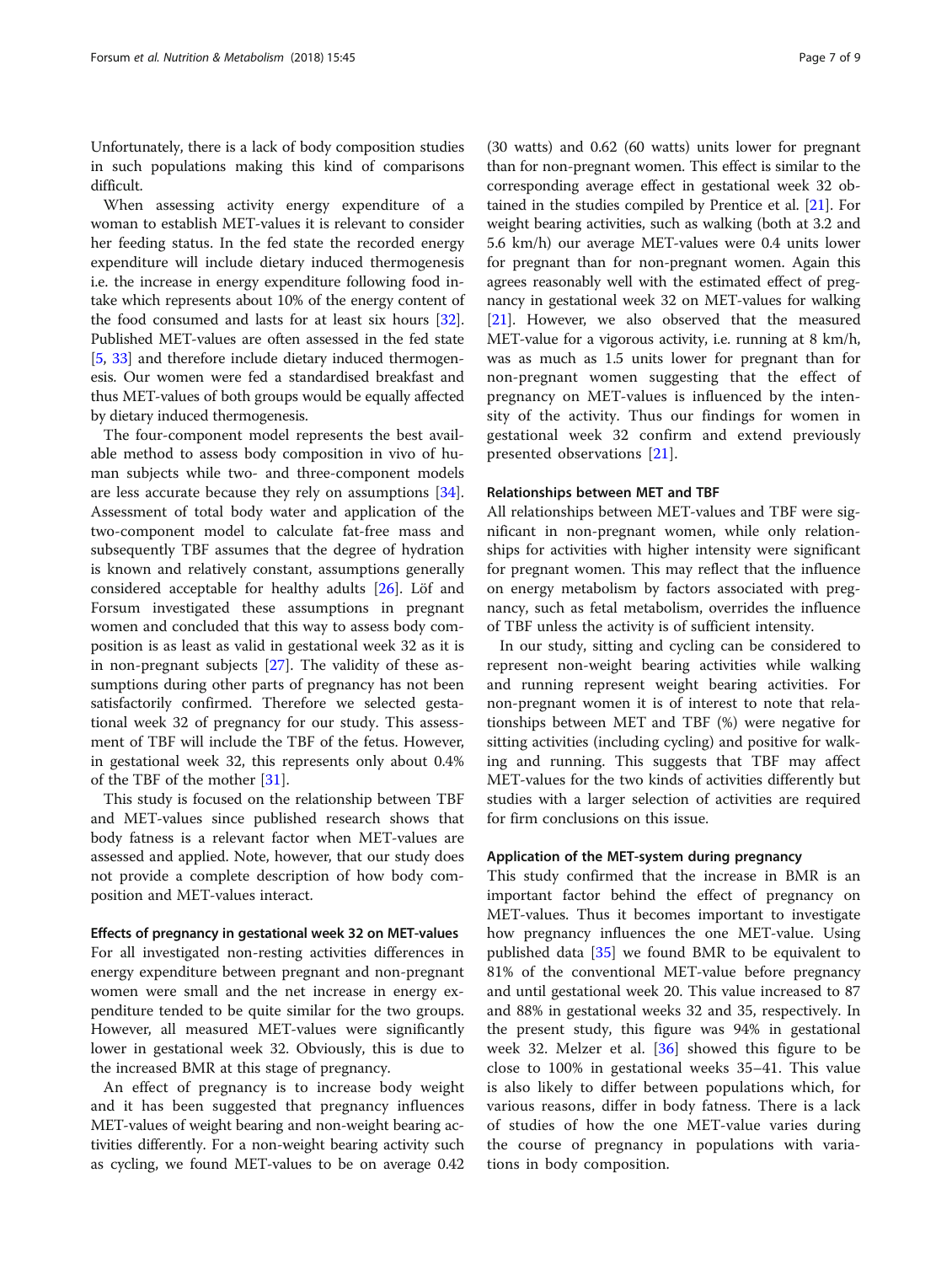Unfortunately, there is a lack of body composition studies in such populations making this kind of comparisons difficult.

When assessing activity energy expenditure of a woman to establish MET-values it is relevant to consider her feeding status. In the fed state the recorded energy expenditure will include dietary induced thermogenesis i.e. the increase in energy expenditure following food intake which represents about 10% of the energy content of the food consumed and lasts for at least six hours [32]. Published MET-values are often assessed in the fed state [5, 33] and therefore include dietary induced thermogenesis. Our women were fed a standardised breakfast and thus MET-values of both groups would be equally affected by dietary induced thermogenesis.

The four-component model represents the best available method to assess body composition in vivo of human subjects while two- and three-component models are less accurate because they rely on assumptions [34]. Assessment of total body water and application of the two-component model to calculate fat-free mass and subsequently TBF assumes that the degree of hydration is known and relatively constant, assumptions generally considered acceptable for healthy adults [26]. Löf and Forsum investigated these assumptions in pregnant women and concluded that this way to assess body composition is as least as valid in gestational week 32 as it is in non-pregnant subjects [27]. The validity of these assumptions during other parts of pregnancy has not been satisfactorily confirmed. Therefore we selected gestational week 32 of pregnancy for our study. This assessment of TBF will include the TBF of the fetus. However, in gestational week 32, this represents only about 0.4% of the TBF of the mother [31].

This study is focused on the relationship between TBF and MET-values since published research shows that body fatness is a relevant factor when MET-values are assessed and applied. Note, however, that our study does not provide a complete description of how body composition and MET-values interact.

### Effects of pregnancy in gestational week 32 on MET-values

For all investigated non-resting activities differences in energy expenditure between pregnant and non-pregnant women were small and the net increase in energy expenditure tended to be quite similar for the two groups. However, all measured MET-values were significantly lower in gestational week 32. Obviously, this is due to the increased BMR at this stage of pregnancy.

An effect of pregnancy is to increase body weight and it has been suggested that pregnancy influences MET-values of weight bearing and non-weight bearing activities differently. For a non-weight bearing activity such as cycling, we found MET-values to be on average 0.42 (30 watts) and 0.62 (60 watts) units lower for pregnant than for non-pregnant women. This effect is similar to the corresponding average effect in gestational week 32 obtained in the studies compiled by Prentice et al. [21]. For weight bearing activities, such as walking (both at 3.2 and 5.6 km/h) our average MET-values were 0.4 units lower for pregnant than for non-pregnant women. Again this agrees reasonably well with the estimated effect of pregnancy in gestational week 32 on MET-values for walking [21]. However, we also observed that the measured MET-value for a vigorous activity, i.e. running at 8 km/h, was as much as 1.5 units lower for pregnant than for non-pregnant women suggesting that the effect of pregnancy on MET-values is influenced by the intensity of the activity. Thus our findings for women in gestational week 32 confirm and extend previously presented observations [21].

### Relationships between MET and TBF

All relationships between MET-values and TBF were significant in non-pregnant women, while only relationships for activities with higher intensity were significant for pregnant women. This may reflect that the influence on energy metabolism by factors associated with pregnancy, such as fetal metabolism, overrides the influence of TBF unless the activity is of sufficient intensity.

In our study, sitting and cycling can be considered to represent non-weight bearing activities while walking and running represent weight bearing activities. For non-pregnant women it is of interest to note that relationships between MET and TBF (%) were negative for sitting activities (including cycling) and positive for walking and running. This suggests that TBF may affect MET-values for the two kinds of activities differently but studies with a larger selection of activities are required for firm conclusions on this issue.

### Application of the MET-system during pregnancy

This study confirmed that the increase in BMR is an important factor behind the effect of pregnancy on MET-values. Thus it becomes important to investigate how pregnancy influences the one MET-value. Using published data [35] we found BMR to be equivalent to 81% of the conventional MET-value before pregnancy and until gestational week 20. This value increased to 87 and 88% in gestational weeks 32 and 35, respectively. In the present study, this figure was 94% in gestational week 32. Melzer et al. [36] showed this figure to be close to 100% in gestational weeks 35–41. This value is also likely to differ between populations which, for various reasons, differ in body fatness. There is a lack of studies of how the one MET-value varies during the course of pregnancy in populations with variations in body composition.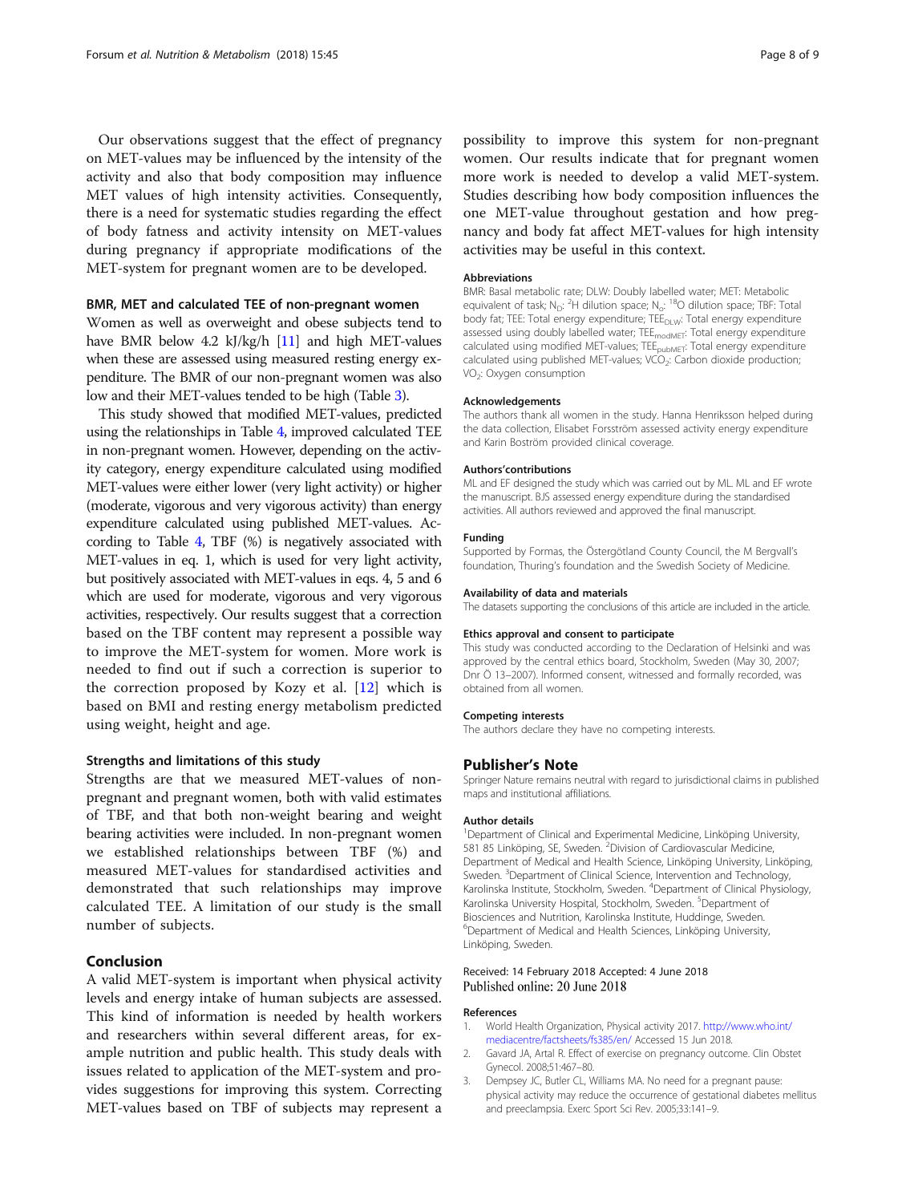Our observations suggest that the effect of pregnancy on MET-values may be influenced by the intensity of the activity and also that body composition may influence MET values of high intensity activities. Consequently, there is a need for systematic studies regarding the effect of body fatness and activity intensity on MET-values during pregnancy if appropriate modifications of the MET-system for pregnant women are to be developed.

### BMR, MET and calculated TEE of non-pregnant women

Women as well as overweight and obese subjects tend to have BMR below 4.2 kJ/kg/h [11] and high MET-values when these are assessed using measured resting energy expenditure. The BMR of our non-pregnant women was also low and their MET-values tended to be high (Table 3).

This study showed that modified MET-values, predicted using the relationships in Table 4, improved calculated TEE in non-pregnant women. However, depending on the activity category, energy expenditure calculated using modified MET-values were either lower (very light activity) or higher (moderate, vigorous and very vigorous activity) than energy expenditure calculated using published MET-values. According to Table 4, TBF (%) is negatively associated with MET-values in eq. 1, which is used for very light activity, but positively associated with MET-values in eqs. 4, 5 and 6 which are used for moderate, vigorous and very vigorous activities, respectively. Our results suggest that a correction based on the TBF content may represent a possible way to improve the MET-system for women. More work is needed to find out if such a correction is superior to the correction proposed by Kozy et al. [12] which is based on BMI and resting energy metabolism predicted using weight, height and age.

### Strengths and limitations of this study

Strengths are that we measured MET-values of non-pregnant and pregnant women, both with valid estimates of TBF, and that both non-weight bearing and weight bearing activities were included. In non-pregnant women we established relationships between TBF (%) and measured MET-values for standardised activities and demonstrated that such relationships may improve calculated TEE. A limitation of our study is the small number of subjects.

## Conclusion

A valid MET-system is important when physical activity levels and energy intake of human subjects are assessed. This kind of information is needed by health workers and researchers within several different areas, for example nutrition and public health. This study deals with issues related to application of the MET-system and provides suggestions for improving this system. Correcting MET-values based on TBF of subjects may represent a possibility to improve this system for non-pregnant women. Our results indicate that for pregnant women more work is needed to develop a valid MET-system. Studies describing how body composition influences the one MET-value throughout gestation and how pregnancy and body fat affect MET-values for high intensity activities may be useful in this context.

#### Abbreviations

BMR: Basal metabolic rate; DLW: Doubly labelled water; MET: Metabolic equivalent of task; $N_D$: $^2H$ dilution space; $N_o$: $^{18}O$ dilution space; TBF: Total body fat; TEE: Total energy expenditure; $TEE_{DLW}$: Total energy expenditure assessed using doubly labelled water; $TEE_{modMET}$: Total energy expenditure calculated using modified MET-values; $TEE_{pubMET}$: Total energy expenditure calculated using published MET-values; $VCO_2$: Carbon dioxide production; $VO_2$: Oxygen consumption

#### Acknowledgements

The authors thank all women in the study. Hanna Henriksson helped during the data collection, Elisabet Forsström assessed activity energy expenditure and Karin Boström provided clinical coverage.

#### Authors'contributions

ML and EF designed the study which was carried out by ML. ML and EF wrote the manuscript. BJS assessed energy expenditure during the standardised activities. All authors reviewed and approved the final manuscript.

#### Funding

Supported by Formas, the Östergötland County Council, the M Bergvall's foundation, Thuring's foundation and the Swedish Society of Medicine.

#### Availability of data and materials

The datasets supporting the conclusions of this article are included in the article.

#### Ethics approval and consent to participate

This study was conducted according to the Declaration of Helsinki and was approved by the central ethics board, Stockholm, Sweden (May 30, 2007; Dnr Ö 13–2007). Informed consent, witnessed and formally recorded, was obtained from all women.

#### Competing interests

The authors declare they have no competing interests.

## Publisher's Note

Springer Nature remains neutral with regard to jurisdictional claims in published maps and institutional affiliations.

#### Author details

[1]Department of Clinical and Experimental Medicine, Linköping University, 581 85 Linköping, SE, Sweden. [2]Division of Cardiovascular Medicine, Department of Medical and Health Science, Linköping University, Linköping, Sweden. [3]Department of Clinical Science, Intervention and Technology, Karolinska Institute, Stockholm, Sweden. [4]Department of Clinical Physiology, Karolinska University Hospital, Stockholm, Sweden. [5]Department of Biosciences and Nutrition, Karolinska Institute, Huddinge, Sweden. [6]Department of Medical and Health Sciences, Linköping University, Linköping, Sweden.

Received: 14 February 2018 Accepted: 4 June 2018
Published online: 20 June 2018

#### References

1. World Health Organization, Physical activity 2017. http://www.who.int/mediacentre/factsheets/fs385/en/ Accessed 15 Jun 2018.
2. Gavard JA, Artal R. Effect of exercise on pregnancy outcome. Clin Obstet Gynecol. 2008;51:467–80.
3. Dempsey JC, Butler CL, Williams MA. No need for a pregnant pause: physical activity may reduce the occurrence of gestational diabetes mellitus and preeclampsia. Exerc Sport Sci Rev. 2005;33:141–9.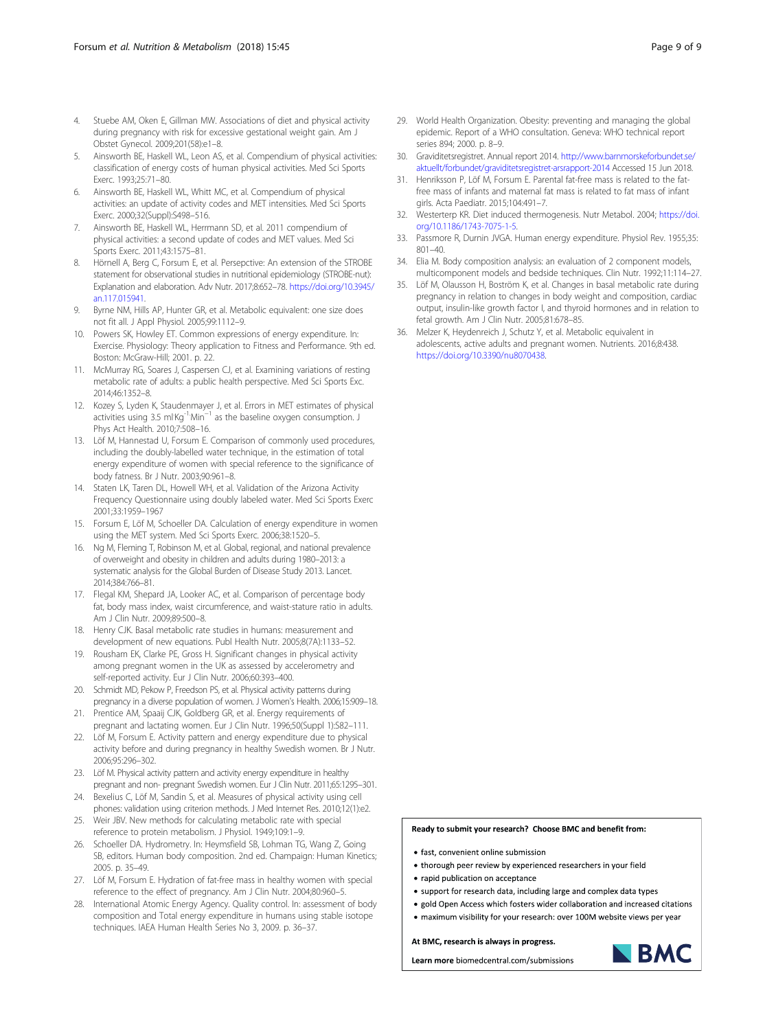4. Stuebe AM, Oken E, Gillman MW. Associations of diet and physical activity during pregnancy with risk for excessive gestational weight gain. Am J Obstet Gynecol. 2009;201(58):e1–8.
5. Ainsworth BE, Haskell WL, Leon AS, et al. Compendium of physical activities: classification of energy costs of human physical activities. Med Sci Sports Exerc. 1993;25:71–80.
6. Ainsworth BE, Haskell WL, Whitt MC, et al. Compendium of physical activities: an update of activity codes and MET intensities. Med Sci Sports Exerc. 2000;32(Suppl):S498–516.
7. Ainsworth BE, Haskell WL, Herrmann SD, et al. 2011 compendium of physical activities: a second update of codes and MET values. Med Sci Sports Exerc. 2011;43:1575–81.
8. Hörnell A, Berg C, Forsum E, et al. Persepctive: An extension of the STROBE statement for observational studies in nutritional epidemiology (STROBE-nut): Explanation and elaboration. Adv Nutr. 2017;8:652–78. https://doi.org/10.3945/an.117.015941.
9. Byrne NM, Hills AP, Hunter GR, et al. Metabolic equivalent: one size does not fit all. J Appl Physiol. 2005;99:1112–9.
10. Powers SK, Howley ET. Common expressions of energy expenditure. In: Exercise. Physiology: Theory application to Fitness and Performance. 9th ed. Boston: McGraw-Hill; 2001. p. 22.
11. McMurray RG, Soares J, Caspersen CJ, et al. Examining variations of resting metabolic rate of adults: a public health perspective. Med Sci Sports Exc. 2014;46:1352–8.
12. Kozey S, Lyden K, Staudenmayer J, et al. Errors in MET estimates of physical activities using 3.5 ml Kg$^{-1}$Min$^{-1}$ as the baseline oxygen consumption. J Phys Act Health. 2010;7:508–16.
13. Löf M, Hannestad U, Forsum E. Comparison of commonly used procedures, including the doubly-labelled water technique, in the estimation of total energy expenditure of women with special reference to the significance of body fatness. Br J Nutr. 2003;90:961–8.
14. Staten LK, Taren DL, Howell WH, et al. Validation of the Arizona Activity Frequency Questionnaire using doubly labeled water. Med Sci Sports Exerc 2001;33:1959–1967
15. Forsum E, Löf M, Schoeller DA. Calculation of energy expenditure in women using the MET system. Med Sci Sports Exerc. 2006;38:1520–5.
16. Ng M, Fleming T, Robinson M, et al. Global, regional, and national prevalence of overweight and obesity in children and adults during 1980–2013: a systematic analysis for the Global Burden of Disease Study 2013. Lancet. 2014;384:766–81.
17. Flegal KM, Shepard JA, Looker AC, et al. Comparison of percentage body fat, body mass index, waist circumference, and waist-stature ratio in adults. Am J Clin Nutr. 2009;89:500–8.
18. Henry CJK. Basal metabolic rate studies in humans: measurement and development of new equations. Publ Health Nutr. 2005;8(7A):1133–52.
19. Rousham EK, Clarke PE, Gross H. Significant changes in physical activity among pregnant women in the UK as assessed by accelerometry and self-reported activity. Eur J Clin Nutr. 2006;60:393–400.
20. Schmidt MD, Pekow P, Freedson PS, et al. Physical activity patterns during pregnancy in a diverse population of women. J Women's Health. 2006;15:909–18.
21. Prentice AM, Spaaij CJK, Goldberg GR, et al. Energy requirements of pregnant and lactating women. Eur J Clin Nutr. 1996;50(Suppl 1):S82–111.
22. Löf M, Forsum E. Activity pattern and energy expenditure due to physical activity before and during pregnancy in healthy Swedish women. Br J Nutr. 2006;95:296–302.
23. Löf M. Physical activity pattern and activity energy expenditure in healthy pregnant and non- pregnant Swedish women. Eur J Clin Nutr. 2011;65:1295–301.
24. Bexelius C, Löf M, Sandin S, et al. Measures of physical activity using cell phones: validation using criterion methods. J Med Internet Res. 2010;12(1):e2.
25. Weir JBV. New methods for calculating metabolic rate with special reference to protein metabolism. J Physiol. 1949;109:1–9.
26. Schoeller DA. Hydrometry. In: Heymsfield SB, Lohman TG, Wang Z, Going SB, editors. Human body composition. 2nd ed. Champaign: Human Kinetics; 2005. p. 35–49.
27. Löf M, Forsum E. Hydration of fat-free mass in healthy women with special reference to the effect of pregnancy. Am J Clin Nutr. 2004;80:960–5.
28. International Atomic Energy Agency. Quality control. In: assessment of body composition and Total energy expenditure in humans using stable isotope techniques. IAEA Human Health Series No 3, 2009. p. 36–37.
29. World Health Organization. Obesity: preventing and managing the global epidemic. Report of a WHO consultation. Geneva: WHO technical report series 894; 2000. p. 8–9.
30. Graviditetsregistret. Annual report 2014. http://www.barnmorskeforbundet.se/aktuellt/forbundet/graviditetsregistret-arsrapport-2014 Accessed 15 Jun 2018.
31. Henriksson P, Löf M, Forsum E. Parental fat-free mass is related to the fat-free mass of infants and maternal fat mass is related to fat mass of infant girls. Acta Paediatr. 2015;104:491–7.
32. Westerterp KR. Diet induced thermogenesis. Nutr Metabol. 2004; https://doi.org/10.1186/1743-7075-1-5.
33. Passmore R, Durnin JVGA. Human energy expenditure. Physiol Rev. 1955;35:801–40.
34. Elia M. Body composition analysis: an evaluation of 2 component models, multicomponent models and bedside techniques. Clin Nutr. 1992;11:114–27.
35. Löf M, Olausson H, Boström K, et al. Changes in basal metabolic rate during pregnancy in relation to changes in body weight and composition, cardiac output, insulin-like growth factor I, and thyroid hormones and in relation to fetal growth. Am J Clin Nutr. 2005;81:678–85.
36. Melzer K, Heydenreich J, Schutz Y, et al. Metabolic equivalent in adolescents, active adults and pregnant women. Nutrients. 2016;8:438. https://doi.org/10.3390/nu8070438.

**Ready to submit your research? Choose BMC and benefit from:**

- fast, convenient online submission
- thorough peer review by experienced researchers in your field
- rapid publication on acceptance
- support for research data, including large and complex data types
- gold Open Access which fosters wider collaboration and increased citations
- maximum visibility for your research: over 100M website views per year

**At BMC, research is always in progress.**

**Learn more** biomedcentral.com/submissions